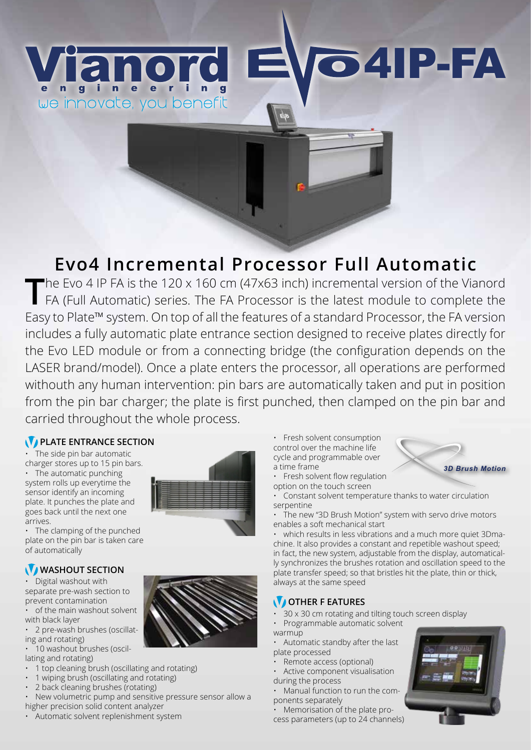# Vianord engineering

we innovate, you benefit

EVO 4IP-FA

## Evo4 Incremental Processor Full Automatic

The Evo 4 IP FA is the 120 x 160 cm (47x63 inch) incremental version of the Vianord FA (Full Automatic) series. The FA Processor is the latest module to complete the Easy to Plate™ system. On top of all the features of a standard Processor, the FA version includes a fully automatic plate entrance section designed to receive plates directly for the Evo LED module or from a connecting bridge (the configuration depends on the LASER brand/model). Once a plate enters the processor, all operations are performed withouth any human intervention: pin bars are automatically taken and put in position from the pin bar charger; the plate is first punched, then clamped on the pin bar and carried throughout the whole process.

### PLATE ENTRANCE SECTION

- The side pin bar automatic charger stores up to 15 pin bars.
- The automatic punching system rolls up everytime the sensor identify an incoming plate. It punches the plate and goes back until the next one arrives.
- The clamping of the punched plate on the pin bar is taken care of automatically

### WASHOUT SECTION

- Digital washout with separate pre-wash section to prevent contamination
- of the main washout solvent with black layer
- 2 pre-wash brushes (oscillating and rotating)
- 10 washout brushes (oscillating and rotating)
- 1 top cleaning brush (oscillating and rotating)
- 1 wiping brush (oscillating and rotating)
- 2 back cleaning brushes (rotating)
- New volumetric pump and sensitive pressure sensor allow a higher precision solid content analyzer
- Automatic solvent replenishment system
- Fresh solvent consumption control over the machine life cycle and programmable over a time frame
- Fresh solvent flow regulation option on the touch screen
- Constant solvent temperature thanks to water circulation serpentine
- The new "3D Brush Motion" system with servo drive motors enables a soft mechanical start
- which results in less vibrations and a much more quiet 3Dmachine. It also provides a constant and repetible washout speed; in fact, the new system, adjustable from the display, automatically synchronizes the brushes rotation and oscillation speed to the plate transfer speed; so that bristles hit the plate, thin or thick, always at the same speed

*3D Brush Motion*

### OTHER F EATURES

- 30 x 30 cm rotating and tilting touch screen display
- Programmable automatic solvent warmup
- Automatic standby after the last plate processed
- Remote access (optional)
- Active component visualisation during the process
- Manual function to run the components separately
- Memorisation of the plate process parameters (up to 24 channels)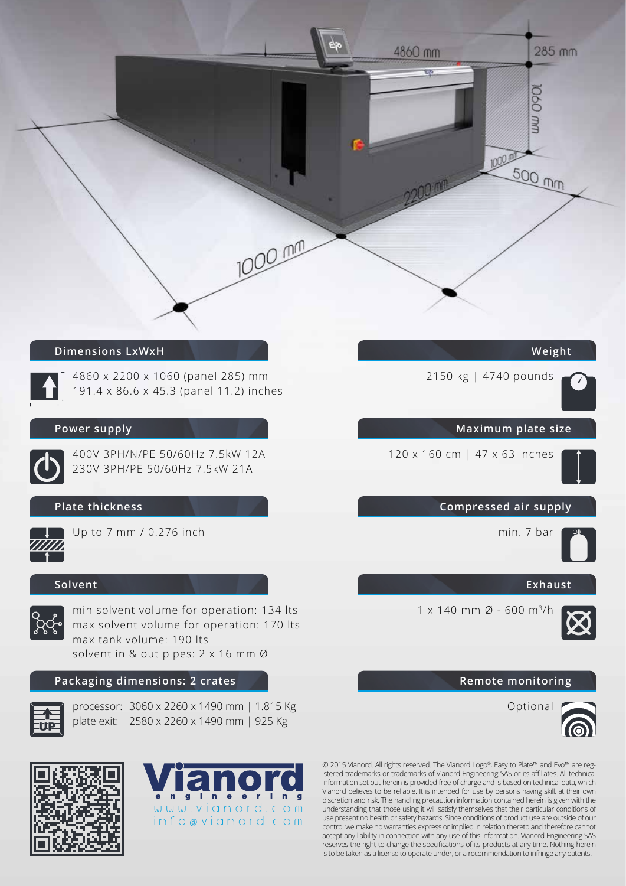4860 mm

285 mm

1060 mm

1000 mm

500 mm

2200 mm

1000 mm

## Dimensions LxWxH

4860 x 2200 x 1060 (panel 285) mm
191.4 x 86.6 x 45.3 (panel 11.2) inches

## Weight

2150 kg | 4740 pounds

## Power supply

400V 3PH/N/PE 50/60Hz 7.5kW 12A
230V 3PH/PE 50/60Hz 7.5kW 21A

## Maximum plate size

120 x 160 cm | 47 x 63 inches

## Plate thickness

Up to 7 mm / 0.276 inch

## Compressed air supply

min. 7 bar

## Solvent

min solvent volume for operation: 134 lts
max solvent volume for operation: 170 lts
max tank volume: 190 lts
solvent in & out pipes: 2 x 16 mm Ø

## Exhaust

1 x 140 mm Ø - 600 $m^3$/h

## Packaging dimensions: 2 crates

processor: 3060 x 2260 x 1490 mm | 1.815 Kg
plate exit: 2580 x 2260 x 1490 mm | 925 Kg

## Remote monitoring

Optional

**Vianord** engineering
www.vianord.com
info@vianord.com

© 2015 Vianord. All rights reserved. The Vianord Logo®, Easy to Plate™ and Evo™ are registered trademarks or trademarks of Vianord Engineering SAS or its affiliates. All technical information set out herein is provided free of charge and is based on technical data, which Vianord believes to be reliable. It is intended for use by persons having skill, at their own discretion and risk. The handling precaution information contained herein is given with the understanding that those using it will satisfy themselves that their particular conditions of use present no health or safety hazards. Since conditions of product use are outside of our control we make no warranties express or implied in relation thereto and therefore cannot accept any liability in connection with any use of this information. Vianord Engineering SAS reserves the right to change the specifications of its products at any time. Nothing herein is to be taken as a license to operate under, or a recommendation to infringe any patents.